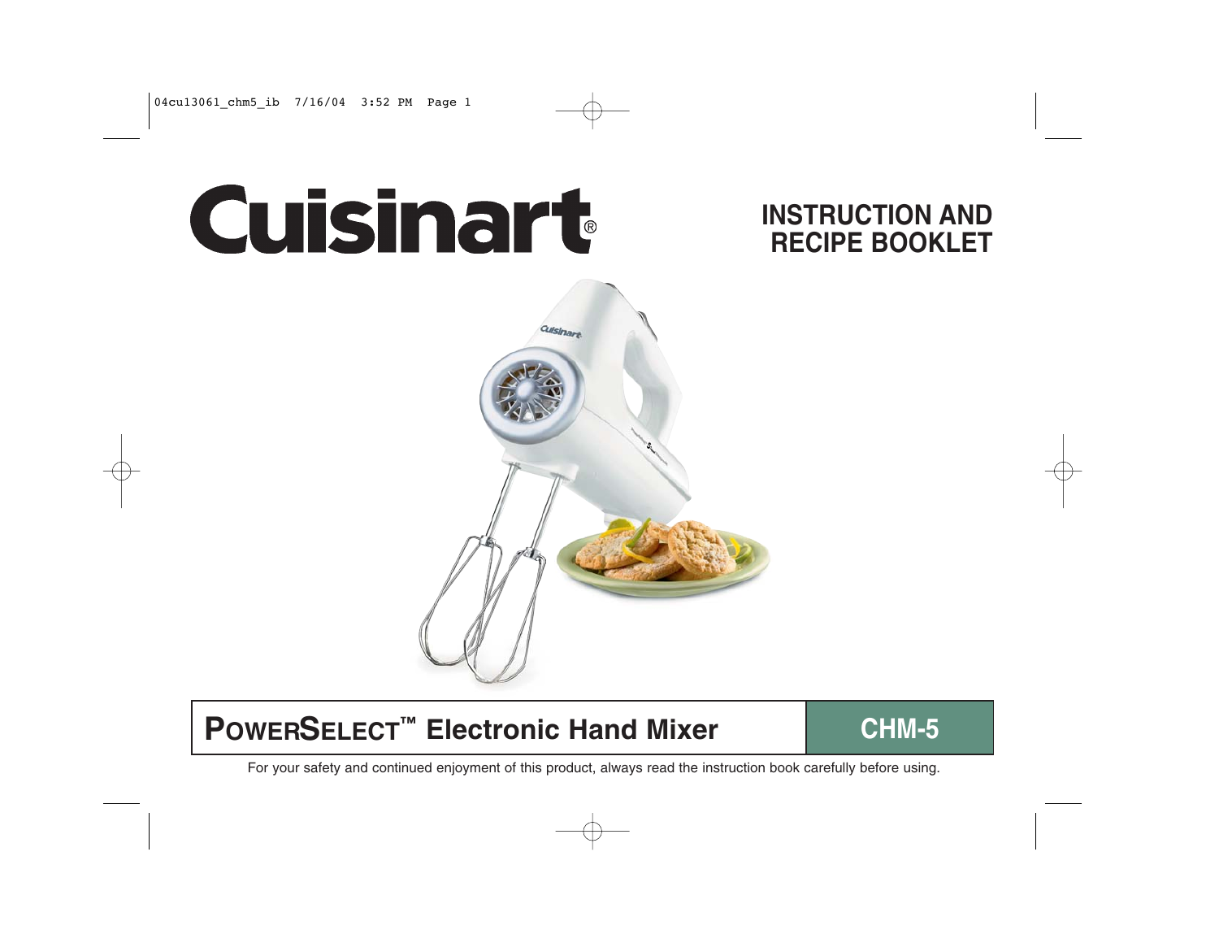# Cuisinart®

## INSTRUCTION AND RECIPE BOOKLET

## PowerSelect™ Electronic Hand Mixer

## CHM-5

For your safety and continued enjoyment of this product, always read the instruction book carefully before using.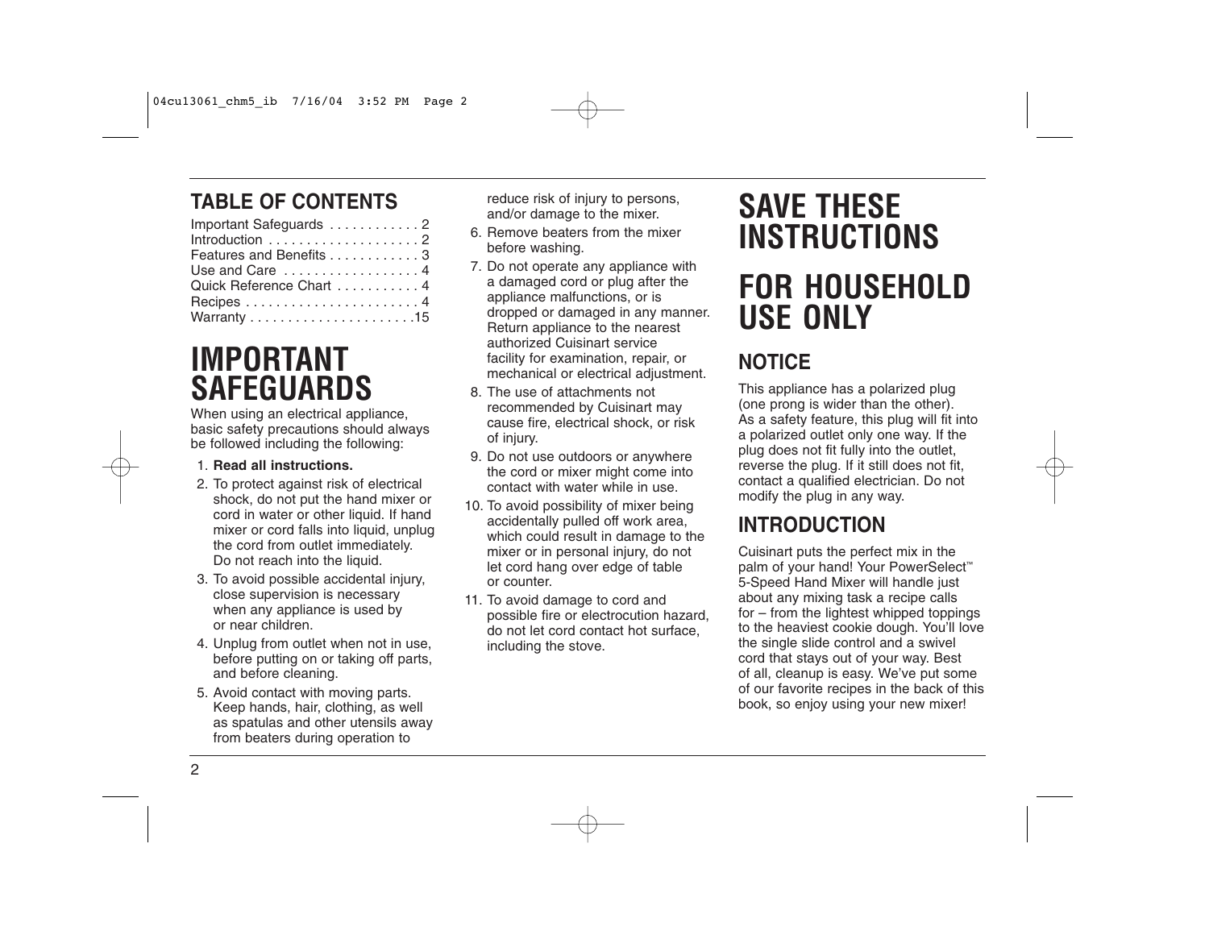## TABLE OF CONTENTS

| | |
|---|---|
| Important Safeguards | 2 |
| Introduction | 2 |
| Features and Benefits | 3 |
| Use and Care | 4 |
| Quick Reference Chart | 4 |
| Recipes | 4 |
| Warranty | 15 |

# IMPORTANT SAFEGUARDS

When using an electrical appliance, basic safety precautions should always be followed including the following:

1. **Read all instructions.**
2. To protect against risk of electrical shock, do not put the hand mixer or cord in water or other liquid. If hand mixer or cord falls into liquid, unplug the cord from outlet immediately. Do not reach into the liquid.
3. To avoid possible accidental injury, close supervision is necessary when any appliance is used by or near children.
4. Unplug from outlet when not in use, before putting on or taking off parts, and before cleaning.
5. Avoid contact with moving parts. Keep hands, hair, clothing, as well as spatulas and other utensils away from beaters during operation to reduce risk of injury to persons, and/or damage to the mixer.
6. Remove beaters from the mixer before washing.
7. Do not operate any appliance with a damaged cord or plug after the appliance malfunctions, or is dropped or damaged in any manner. Return appliance to the nearest authorized Cuisinart service facility for examination, repair, or mechanical or electrical adjustment.
8. The use of attachments not recommended by Cuisinart may cause fire, electrical shock, or risk of injury.
9. Do not use outdoors or anywhere the cord or mixer might come into contact with water while in use.
10. To avoid possibility of mixer being accidentally pulled off work area, which could result in damage to the mixer or in personal injury, do not let cord hang over edge of table or counter.
11. To avoid damage to cord and possible fire or electrocution hazard, do not let cord contact hot surface, including the stove.

# SAVE THESE INSTRUCTIONS

# FOR HOUSEHOLD USE ONLY

## NOTICE

This appliance has a polarized plug (one prong is wider than the other). As a safety feature, this plug will fit into a polarized outlet only one way. If the plug does not fit fully into the outlet, reverse the plug. If it still does not fit, contact a qualified electrician. Do not modify the plug in any way.

## INTRODUCTION

Cuisinart puts the perfect mix in the palm of your hand! Your PowerSelect™ 5-Speed Hand Mixer will handle just about any mixing task a recipe calls for – from the lightest whipped toppings to the heaviest cookie dough. You'll love the single slide control and a swivel cord that stays out of your way. Best of all, cleanup is easy. We've put some of our favorite recipes in the back of this book, so enjoy using your new mixer!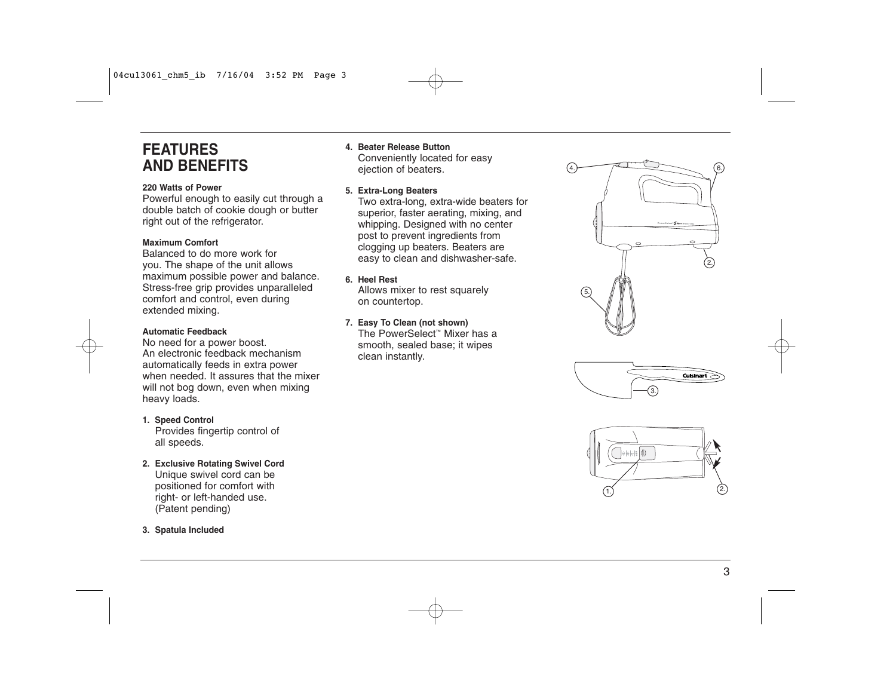# FEATURES AND BENEFITS

**220 Watts of Power**

Powerful enough to easily cut through a double batch of cookie dough or butter right out of the refrigerator.

**Maximum Comfort**

Balanced to do more work for you. The shape of the unit allows maximum possible power and balance. Stress-free grip provides unparalleled comfort and control, even during extended mixing.

**Automatic Feedback**

No need for a power boost. An electronic feedback mechanism automatically feeds in extra power when needed. It assures that the mixer will not bog down, even when mixing heavy loads.

1. **Speed Control**
   Provides fingertip control of all speeds.

2. **Exclusive Rotating Swivel Cord**
   Unique swivel cord can be positioned for comfort with right- or left-handed use. (Patent pending)

3. **Spatula Included**

4. **Beater Release Button**
   Conveniently located for easy ejection of beaters.

5. **Extra-Long Beaters**
   Two extra-long, extra-wide beaters for superior, faster aerating, mixing, and whipping. Designed with no center post to prevent ingredients from clogging up beaters. Beaters are easy to clean and dishwasher-safe.

6. **Heel Rest**
   Allows mixer to rest squarely on countertop.

7. **Easy To Clean (not shown)**
   The PowerSelect™ Mixer has a smooth, sealed base; it wipes clean instantly.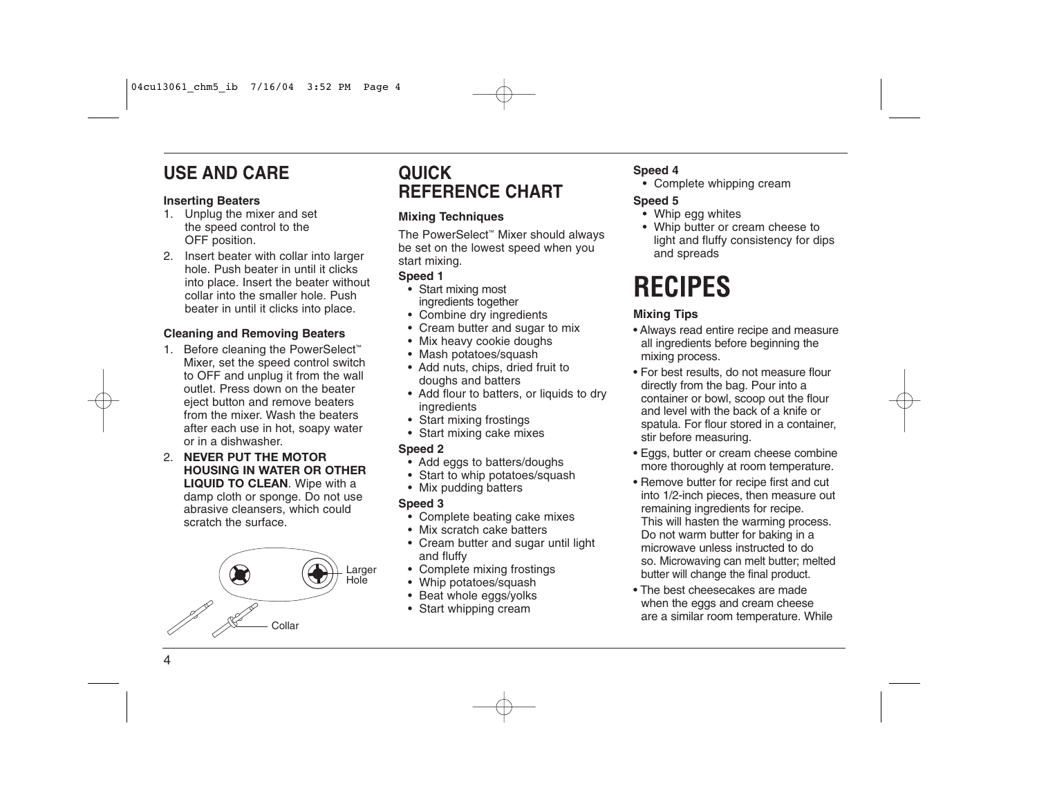## USE AND CARE

**Inserting Beaters**

1. Unplug the mixer and set the speed control to the OFF position.
2. Insert beater with collar into larger hole. Push beater in until it clicks into place. Insert the beater without collar into the smaller hole. Push beater in until it clicks into place.

**Cleaning and Removing Beaters**

1. Before cleaning the PowerSelect™ Mixer, set the speed control switch to OFF and unplug it from the wall outlet. Press down on the beater eject button and remove beaters from the mixer. Wash the beaters after each use in hot, soapy water or in a dishwasher.
2. **NEVER PUT THE MOTOR HOUSING IN WATER OR OTHER LIQUID TO CLEAN**. Wipe with a damp cloth or sponge. Do not use abrasive cleansers, which could scratch the surface.

Larger Hole

Collar

## QUICK REFERENCE CHART

**Mixing Techniques**

The PowerSelect™ Mixer should always be set on the lowest speed when you start mixing.

**Speed 1**

- Start mixing most ingredients together
- Combine dry ingredients
- Cream butter and sugar to mix
- Mix heavy cookie doughs
- Mash potatoes/squash
- Add nuts, chips, dried fruit to doughs and batters
- Add flour to batters, or liquids to dry ingredients
- Start mixing frostings
- Start mixing cake mixes

**Speed 2**

- Add eggs to batters/doughs
- Start to whip potatoes/squash
- Mix pudding batters

**Speed 3**

- Complete beating cake mixes
- Mix scratch cake batters
- Cream butter and sugar until light and fluffy
- Complete mixing frostings
- Whip potatoes/squash
- Beat whole eggs/yolks
- Start whipping cream

**Speed 4**

- Complete whipping cream

**Speed 5**

- Whip egg whites
- Whip butter or cream cheese to light and fluffy consistency for dips and spreads

# RECIPES

**Mixing Tips**

- Always read entire recipe and measure all ingredients before beginning the mixing process.
- For best results, do not measure flour directly from the bag. Pour into a container or bowl, scoop out the flour and level with the back of a knife or spatula. For flour stored in a container, stir before measuring.
- Eggs, butter or cream cheese combine more thoroughly at room temperature.
- Remove butter for recipe first and cut into 1/2-inch pieces, then measure out remaining ingredients for recipe. This will hasten the warming process. Do not warm butter for baking in a microwave unless instructed to do so. Microwaving can melt butter; melted butter will change the final product.
- The best cheesecakes are made when the eggs and cream cheese are a similar room temperature. While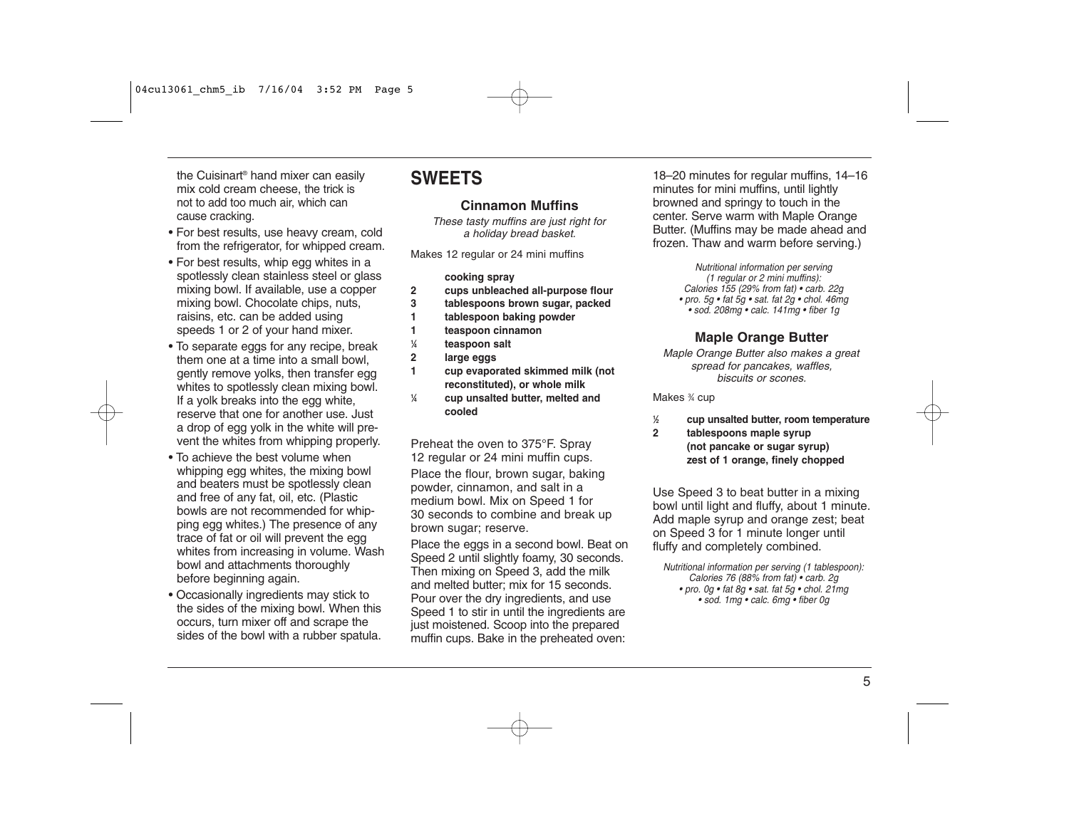the Cuisinart® hand mixer can easily mix cold cream cheese, the trick is not to add too much air, which can cause cracking.

- For best results, use heavy cream, cold from the refrigerator, for whipped cream.
- For best results, whip egg whites in a spotlessly clean stainless steel or glass mixing bowl. If available, use a copper mixing bowl. Chocolate chips, nuts, raisins, etc. can be added using speeds 1 or 2 of your hand mixer.
- To separate eggs for any recipe, break them one at a time into a small bowl, gently remove yolks, then transfer egg whites to spotlessly clean mixing bowl. If a yolk breaks into the egg white, reserve that one for another use. Just a drop of egg yolk in the white will prevent the whites from whipping properly.
- To achieve the best volume when whipping egg whites, the mixing bowl and beaters must be spotlessly clean and free of any fat, oil, etc. (Plastic bowls are not recommended for whipping egg whites.) The presence of any trace of fat or oil will prevent the egg whites from increasing in volume. Wash bowl and attachments thoroughly before beginning again.
- Occasionally ingredients may stick to the sides of the mixing bowl. When this occurs, turn mixer off and scrape the sides of the bowl with a rubber spatula.

# SWEETS

## Cinnamon Muffins

*These tasty muffins are just right for a holiday bread basket.*

Makes 12 regular or 24 mini muffins

**cooking spray**
**2 cups unbleached all-purpose flour**
**3 tablespoons brown sugar, packed**
**1 tablespoon baking powder**
**1 teaspoon cinnamon**
**¼ teaspoon salt**
**2 large eggs**
**1 cup evaporated skimmed milk (not reconstituted), or whole milk**
**¼ cup unsalted butter, melted and cooled**

Preheat the oven to 375°F. Spray 12 regular or 24 mini muffin cups.

Place the flour, brown sugar, baking powder, cinnamon, and salt in a medium bowl. Mix on Speed 1 for 30 seconds to combine and break up brown sugar; reserve.

Place the eggs in a second bowl. Beat on Speed 2 until slightly foamy, 30 seconds. Then mixing on Speed 3, add the milk and melted butter; mix for 15 seconds. Pour over the dry ingredients, and use Speed 1 to stir in until the ingredients are just moistened. Scoop into the prepared muffin cups. Bake in the preheated oven: 18–20 minutes for regular muffins, 14–16 minutes for mini muffins, until lightly browned and springy to touch in the center. Serve warm with Maple Orange Butter. (Muffins may be made ahead and frozen. Thaw and warm before serving.)

*Nutritional information per serving (1 regular or 2 mini muffins): Calories 155 (29% from fat) • carb. 22g • pro. 5g • fat 5g • sat. fat 2g • chol. 46mg • sod. 208mg • calc. 141mg • fiber 1g*

## Maple Orange Butter

*Maple Orange Butter also makes a great spread for pancakes, waffles, biscuits or scones.*

Makes ¾ cup

**½ cup unsalted butter, room temperature**
**2 tablespoons maple syrup (not pancake or sugar syrup)**
**zest of 1 orange, finely chopped**

Use Speed 3 to beat butter in a mixing bowl until light and fluffy, about 1 minute. Add maple syrup and orange zest; beat on Speed 3 for 1 minute longer until fluffy and completely combined.

*Nutritional information per serving (1 tablespoon): Calories 76 (88% from fat) • carb. 2g • pro. 0g • fat 8g • sat. fat 5g • chol. 21mg • sod. 1mg • calc. 6mg • fiber 0g*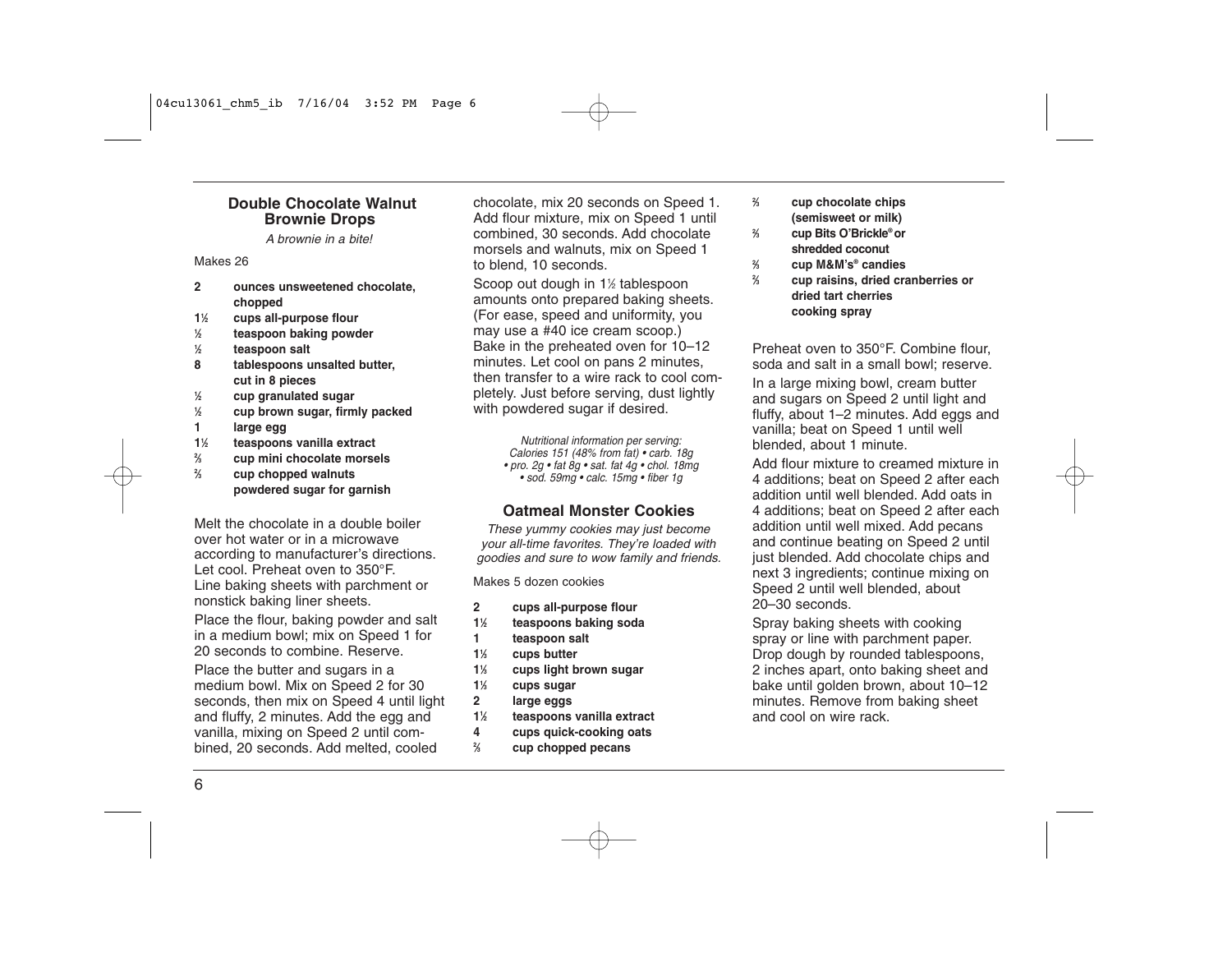## Double Chocolate Walnut Brownie Drops

*A brownie in a bite!*

Makes 26

- **2** **ounces unsweetened chocolate, chopped**
- **1½** **cups all-purpose flour**
- **½** **teaspoon baking powder**
- **½** **teaspoon salt**
- **8** **tablespoons unsalted butter, cut in 8 pieces**
- **½** **cup granulated sugar**
- **½** **cup brown sugar, firmly packed**
- **1** **large egg**
- **1½** **teaspoons vanilla extract**
- **⅔** **cup mini chocolate morsels**
- **⅔** **cup chopped walnuts**
- **powdered sugar for garnish**

Melt the chocolate in a double boiler over hot water or in a microwave according to manufacturer's directions. Let cool. Preheat oven to 350°F. Line baking sheets with parchment or nonstick baking liner sheets.

Place the flour, baking powder and salt in a medium bowl; mix on Speed 1 for 20 seconds to combine. Reserve.

Place the butter and sugars in a medium bowl. Mix on Speed 2 for 30 seconds, then mix on Speed 4 until light and fluffy, 2 minutes. Add the egg and vanilla, mixing on Speed 2 until combined, 20 seconds. Add melted, cooled chocolate, mix 20 seconds on Speed 1. Add flour mixture, mix on Speed 1 until combined, 30 seconds. Add chocolate morsels and walnuts, mix on Speed 1 to blend, 10 seconds.

Scoop out dough in 1½ tablespoon amounts onto prepared baking sheets. (For ease, speed and uniformity, you may use a #40 ice cream scoop.) Bake in the preheated oven for 10–12 minutes. Let cool on pans 2 minutes, then transfer to a wire rack to cool completely. Just before serving, dust lightly with powdered sugar if desired.

*Nutritional information per serving: Calories 151 (48% from fat) • carb. 18g • pro. 2g • fat 8g • sat. fat 4g • chol. 18mg • sod. 59mg • calc. 15mg • fiber 1g*

## Oatmeal Monster Cookies

*These yummy cookies may just become your all-time favorites. They're loaded with goodies and sure to wow family and friends.*

Makes 5 dozen cookies

- **2** **cups all-purpose flour**
- **1½** **teaspoons baking soda**
- **1** **teaspoon salt**
- **1⅓** **cups butter**
- **1⅓** **cups light brown sugar**
- **1⅓** **cups sugar**
- **2** **large eggs**
- **1½** **teaspoons vanilla extract**
- **4** **cups quick-cooking oats**
- **⅔** **cup chopped pecans**
- **⅔** **cup chocolate chips (semisweet or milk)**
- **⅔** **cup Bits O'Brickle® or shredded coconut**
- **⅔** **cup M&M's® candies**
- **⅔** **cup raisins, dried cranberries or dried tart cherries**
- **cooking spray**

Preheat oven to 350°F. Combine flour, soda and salt in a small bowl; reserve.

In a large mixing bowl, cream butter and sugars on Speed 2 until light and fluffy, about 1–2 minutes. Add eggs and vanilla; beat on Speed 1 until well blended, about 1 minute.

Add flour mixture to creamed mixture in 4 additions; beat on Speed 2 after each addition until well blended. Add oats in 4 additions; beat on Speed 2 after each addition until well mixed. Add pecans and continue beating on Speed 2 until just blended. Add chocolate chips and next 3 ingredients; continue mixing on Speed 2 until well blended, about 20–30 seconds.

Spray baking sheets with cooking spray or line with parchment paper. Drop dough by rounded tablespoons, 2 inches apart, onto baking sheet and bake until golden brown, about 10–12 minutes. Remove from baking sheet and cool on wire rack.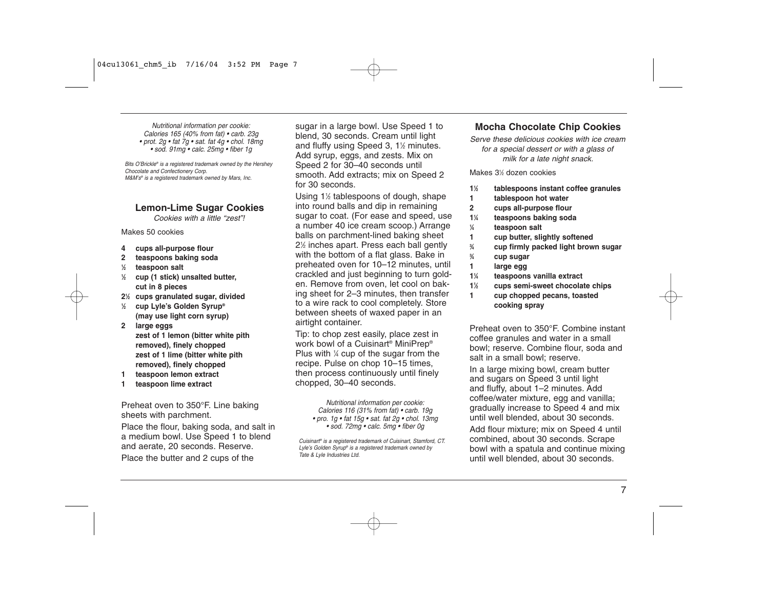*Nutritional information per cookie:*
*Calories 165 (40% from fat) • carb. 23g*
*• prot. 2g • fat 7g • sat. fat 4g • chol. 18mg*
*• sod. 91mg • calc. 25mg • fiber 1g*

*Bits O'Brickle® is a registered trademark owned by the Hershey Chocolate and Confectionery Corp.*
*M&M's® is a registered trademark owned by Mars, Inc.*

## Lemon-Lime Sugar Cookies

*Cookies with a little "zest"!*

Makes 50 cookies

- **4 cups all-purpose flour**
- **2 teaspoons baking soda**
- **½ teaspoon salt**
- **½ cup (1 stick) unsalted butter, cut in 8 pieces**
- **2½ cups granulated sugar, divided**
- **½ cup Lyle's Golden Syrup® (may use light corn syrup)**
- **2 large eggs**
- **zest of 1 lemon (bitter white pith removed), finely chopped**
- **zest of 1 lime (bitter white pith removed), finely chopped**
- **1 teaspoon lemon extract**
- **1 teaspoon lime extract**

Preheat oven to 350°F. Line baking sheets with parchment.

Place the flour, baking soda, and salt in a medium bowl. Use Speed 1 to blend and aerate, 20 seconds. Reserve.

Place the butter and 2 cups of the sugar in a large bowl. Use Speed 1 to blend, 30 seconds. Cream until light and fluffy using Speed 3, 1½ minutes. Add syrup, eggs, and zests. Mix on Speed 2 for 30–40 seconds until smooth. Add extracts; mix on Speed 2 for 30 seconds.

Using 1½ tablespoons of dough, shape into round balls and dip in remaining sugar to coat. (For ease and speed, use a number 40 ice cream scoop.) Arrange balls on parchment-lined baking sheet 2½ inches apart. Press each ball gently with the bottom of a flat glass. Bake in preheated oven for 10–12 minutes, until crackled and just beginning to turn golden. Remove from oven, let cool on baking sheet for 2–3 minutes, then transfer to a wire rack to cool completely. Store between sheets of waxed paper in an airtight container.

Tip: to chop zest easily, place zest in work bowl of a Cuisinart® MiniPrep® Plus with ¼ cup of the sugar from the recipe. Pulse on chop 10–15 times, then process continuously until finely chopped, 30–40 seconds.

*Nutritional information per cookie:*
*Calories 116 (31% from fat) • carb. 19g*
*• pro. 1g • fat 15g • sat. fat 2g • chol. 13mg*
*• sod. 72mg • calc. 5mg • fiber 0g*

*Cuisinart® is a registered trademark of Cuisinart, Stamford, CT.*
*Lyle's Golden Syrup® is a registered trademark owned by Tate & Lyle Industries Ltd.*

## Mocha Chocolate Chip Cookies

*Serve these delicious cookies with ice cream for a special dessert or with a glass of milk for a late night snack.*

Makes 3½ dozen cookies

- **1½ tablespoons instant coffee granules**
- **1 tablespoon hot water**
- **2 cups all-purpose flour**
- **1¼ teaspoons baking soda**
- **¼ teaspoon salt**
- **1 cup butter, slightly softened**
- **¾ cup firmly packed light brown sugar**
- **¾ cup sugar**
- **1 large egg**
- **1¼ teaspoons vanilla extract**
- **1½ cups semi-sweet chocolate chips**
- **1 cup chopped pecans, toasted**
- **cooking spray**

Preheat oven to 350°F. Combine instant coffee granules and water in a small bowl; reserve. Combine flour, soda and salt in a small bowl; reserve.

In a large mixing bowl, cream butter and sugars on Speed 3 until light and fluffy, about 1–2 minutes. Add coffee/water mixture, egg and vanilla; gradually increase to Speed 4 and mix until well blended, about 30 seconds.

Add flour mixture; mix on Speed 4 until combined, about 30 seconds. Scrape bowl with a spatula and continue mixing until well blended, about 30 seconds.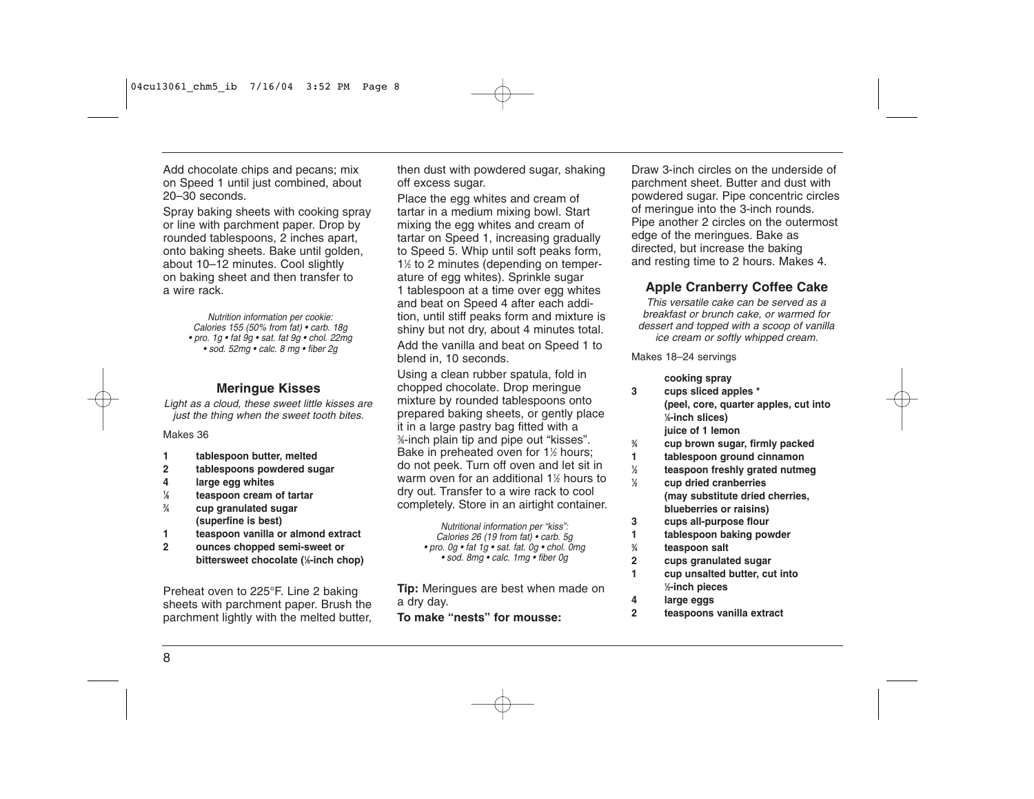Add chocolate chips and pecans; mix on Speed 1 until just combined, about 20–30 seconds.

Spray baking sheets with cooking spray or line with parchment paper. Drop by rounded tablespoons, 2 inches apart, onto baking sheets. Bake until golden, about 10–12 minutes. Cool slightly on baking sheet and then transfer to a wire rack.

*Nutrition information per cookie: Calories 155 (50% from fat) • carb. 18g • pro. 1g • fat 9g • sat. fat 9g • chol. 22mg • sod. 52mg • calc. 8 mg • fiber 2g*

### Meringue Kisses

*Light as a cloud, these sweet little kisses are just the thing when the sweet tooth bites.*

Makes 36

- **1 tablespoon butter, melted**
- **2 tablespoons powdered sugar**
- **4 large egg whites**
- **⅛ teaspoon cream of tartar**
- **¾ cup granulated sugar (superfine is best)**
- **1 teaspoon vanilla or almond extract**
- **2 ounces chopped semi-sweet or bittersweet chocolate (⅛-inch chop)**

Preheat oven to 225°F. Line 2 baking sheets with parchment paper. Brush the parchment lightly with the melted butter, then dust with powdered sugar, shaking off excess sugar.

Place the egg whites and cream of tartar in a medium mixing bowl. Start mixing the egg whites and cream of tartar on Speed 1, increasing gradually to Speed 5. Whip until soft peaks form, 1½ to 2 minutes (depending on temperature of egg whites). Sprinkle sugar 1 tablespoon at a time over egg whites and beat on Speed 4 after each addition, until stiff peaks form and mixture is shiny but not dry, about 4 minutes total.

Add the vanilla and beat on Speed 1 to blend in, 10 seconds.

Using a clean rubber spatula, fold in chopped chocolate. Drop meringue mixture by rounded tablespoons onto prepared baking sheets, or gently place it in a large pastry bag fitted with a ⅜-inch plain tip and pipe out "kisses". Bake in preheated oven for 1½ hours; do not peek. Turn off oven and let sit in warm oven for an additional 1½ hours to dry out. Transfer to a wire rack to cool completely. Store in an airtight container.

*Nutritional information per "kiss": Calories 26 (19 from fat) • carb. 5g • pro. 0g • fat 1g • sat. fat. 0g • chol. 0mg • sod. 8mg • calc. 1mg • fiber 0g*

**Tip:** Meringues are best when made on a dry day.

**To make "nests" for mousse:**

Draw 3-inch circles on the underside of parchment sheet. Butter and dust with powdered sugar. Pipe concentric circles of meringue into the 3-inch rounds. Pipe another 2 circles on the outermost edge of the meringues. Bake as directed, but increase the baking and resting time to 2 hours. Makes 4.

### Apple Cranberry Coffee Cake

*This versatile cake can be served as a breakfast or brunch cake, or warmed for dessert and topped with a scoop of vanilla ice cream or softly whipped cream.*

Makes 18–24 servings

- **cooking spray**
- **3 cups sliced apples * (peel, core, quarter apples, cut into ⅛-inch slices)**
- **juice of 1 lemon**
- **¾ cup brown sugar, firmly packed**
- **1 tablespoon ground cinnamon**
- **½ teaspoon freshly grated nutmeg**
- **½ cup dried cranberries (may substitute dried cherries, blueberries or raisins)**
- **3 cups all-purpose flour**
- **1 tablespoon baking powder**
- **¾ teaspoon salt**
- **2 cups granulated sugar**
- **1 cup unsalted butter, cut into ½-inch pieces**
- **4 large eggs**
- **2 teaspoons vanilla extract**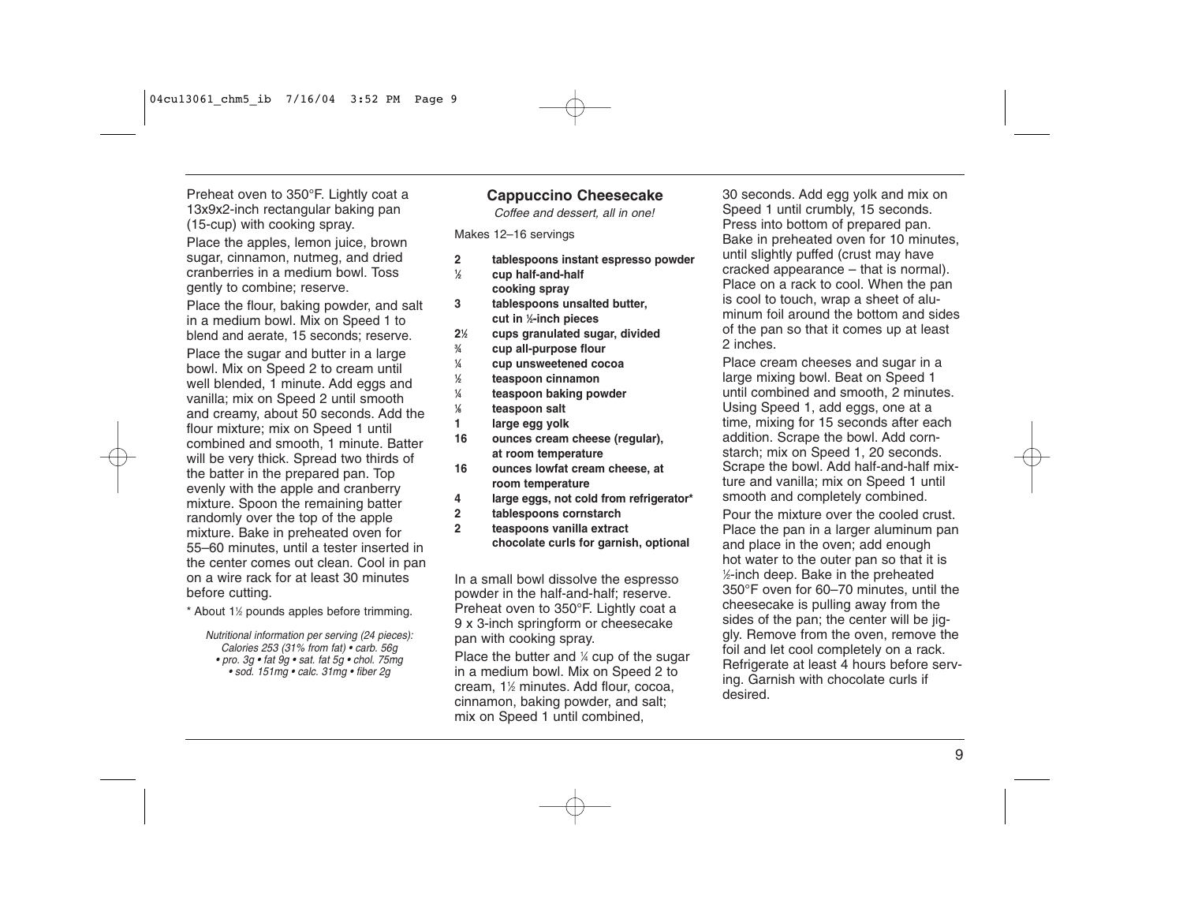Preheat oven to 350°F. Lightly coat a 13x9x2-inch rectangular baking pan (15-cup) with cooking spray.

Place the apples, lemon juice, brown sugar, cinnamon, nutmeg, and dried cranberries in a medium bowl. Toss gently to combine; reserve.

Place the flour, baking powder, and salt in a medium bowl. Mix on Speed 1 to blend and aerate, 15 seconds; reserve.

Place the sugar and butter in a large bowl. Mix on Speed 2 to cream until well blended, 1 minute. Add eggs and vanilla; mix on Speed 2 until smooth and creamy, about 50 seconds. Add the flour mixture; mix on Speed 1 until combined and smooth, 1 minute. Batter will be very thick. Spread two thirds of the batter in the prepared pan. Top evenly with the apple and cranberry mixture. Spoon the remaining batter randomly over the top of the apple mixture. Bake in preheated oven for 55–60 minutes, until a tester inserted in the center comes out clean. Cool in pan on a wire rack for at least 30 minutes before cutting.

\* About 1½ pounds apples before trimming.

*Nutritional information per serving (24 pieces): Calories 253 (31% from fat) • carb. 56g • pro. 3g • fat 9g • sat. fat 5g • chol. 75mg • sod. 151mg • calc. 31mg • fiber 2g*

## Cappuccino Cheesecake

*Coffee and dessert, all in one!*

Makes 12–16 servings

- **2** **tablespoons instant espresso powder**
- **½** **cup half-and-half**
- **cooking spray**
- **3** **tablespoons unsalted butter, cut in ½-inch pieces**
- **2½** **cups granulated sugar, divided**
- **¾** **cup all-purpose flour**
- **¼** **cup unsweetened cocoa**
- **½** **teaspoon cinnamon**
- **¼** **teaspoon baking powder**
- **⅛** **teaspoon salt**
- **1** **large egg yolk**
- **16** **ounces cream cheese (regular), at room temperature**
- **16** **ounces lowfat cream cheese, at room temperature**
- **4** **large eggs, not cold from refrigerator\***
- **2** **tablespoons cornstarch**
- **2** **teaspoons vanilla extract**
- **chocolate curls for garnish, optional**

In a small bowl dissolve the espresso powder in the half-and-half; reserve. Preheat oven to 350°F. Lightly coat a 9 x 3-inch springform or cheesecake pan with cooking spray.

Place the butter and ¼ cup of the sugar in a medium bowl. Mix on Speed 2 to cream, 1½ minutes. Add flour, cocoa, cinnamon, baking powder, and salt; mix on Speed 1 until combined, 30 seconds. Add egg yolk and mix on Speed 1 until crumbly, 15 seconds. Press into bottom of prepared pan. Bake in preheated oven for 10 minutes, until slightly puffed (crust may have cracked appearance – that is normal). Place on a rack to cool. When the pan is cool to touch, wrap a sheet of aluminum foil around the bottom and sides of the pan so that it comes up at least 2 inches.

Place cream cheeses and sugar in a large mixing bowl. Beat on Speed 1 until combined and smooth, 2 minutes. Using Speed 1, add eggs, one at a time, mixing for 15 seconds after each addition. Scrape the bowl. Add cornstarch; mix on Speed 1, 20 seconds. Scrape the bowl. Add half-and-half mixture and vanilla; mix on Speed 1 until smooth and completely combined.

Pour the mixture over the cooled crust. Place the pan in a larger aluminum pan and place in the oven; add enough hot water to the outer pan so that it is ½-inch deep. Bake in the preheated 350°F oven for 60–70 minutes, until the cheesecake is pulling away from the sides of the pan; the center will be jiggly. Remove from the oven, remove the foil and let cool completely on a rack. Refrigerate at least 4 hours before serving. Garnish with chocolate curls if desired.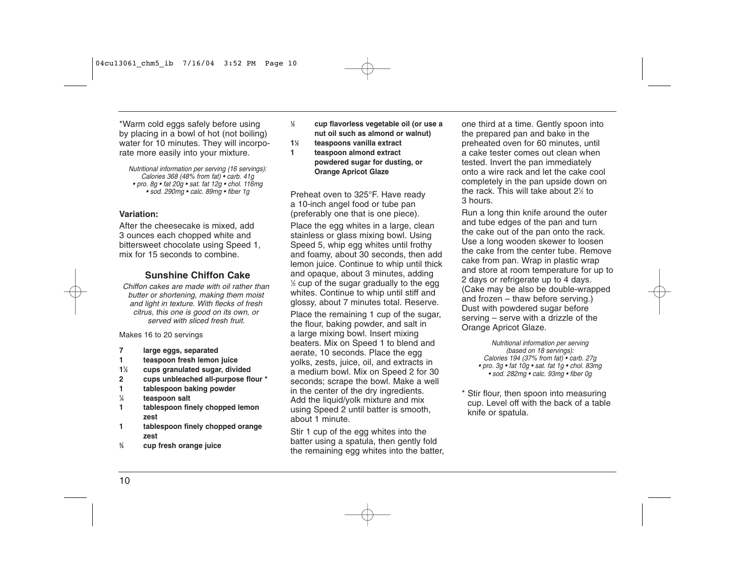*Warm cold eggs safely before using by placing in a bowl of hot (not boiling) water for 10 minutes. They will incorporate more easily into your mixture.

*Nutritional information per serving (16 servings):
Calories 368 (48% from fat) • carb. 41g
• pro. 8g • fat 20g • sat. fat 12g • chol. 116mg
• sod. 290mg • calc. 89mg • fiber 1g*

**Variation:**

After the cheesecake is mixed, add 3 ounces each chopped white and bittersweet chocolate using Speed 1, mix for 15 seconds to combine.

### Sunshine Chiffon Cake

*Chiffon cakes are made with oil rather than butter or shortening, making them moist and light in texture. With flecks of fresh citrus, this one is good on its own, or served with sliced fresh fruit.*

Makes 16 to 20 servings

- **7 large eggs, separated**
- **1 teaspoon fresh lemon juice**
- **1½ cups granulated sugar, divided**
- **2 cups unbleached all-purpose flour ***
- **1 tablespoon baking powder**
- **¼ teaspoon salt**
- **1 tablespoon finely chopped lemon zest**
- **1 tablespoon finely chopped orange zest**
- **¾ cup fresh orange juice**
- **½ cup flavorless vegetable oil (or use a nut oil such as almond or walnut)**
- **1½ teaspoons vanilla extract**
- **1 teaspoon almond extract**
- **powdered sugar for dusting, or Orange Apricot Glaze**

Preheat oven to 325°F. Have ready a 10-inch angel food or tube pan (preferably one that is one piece).

Place the egg whites in a large, clean stainless or glass mixing bowl. Using Speed 5, whip egg whites until frothy and foamy, about 30 seconds, then add lemon juice. Continue to whip until thick and opaque, about 3 minutes, adding ½ cup of the sugar gradually to the egg whites. Continue to whip until stiff and glossy, about 7 minutes total. Reserve.

Place the remaining 1 cup of the sugar, the flour, baking powder, and salt in a large mixing bowl. Insert mixing beaters. Mix on Speed 1 to blend and aerate, 10 seconds. Place the egg yolks, zests, juice, oil, and extracts in a medium bowl. Mix on Speed 2 for 30 seconds; scrape the bowl. Make a well in the center of the dry ingredients. Add the liquid/yolk mixture and mix using Speed 2 until batter is smooth, about 1 minute.

Stir 1 cup of the egg whites into the batter using a spatula, then gently fold the remaining egg whites into the batter, one third at a time. Gently spoon into the prepared pan and bake in the preheated oven for 60 minutes, until a cake tester comes out clean when tested. Invert the pan immediately onto a wire rack and let the cake cool completely in the pan upside down on the rack. This will take about 2½ to 3 hours.

Run a long thin knife around the outer and tube edges of the pan and turn the cake out of the pan onto the rack. Use a long wooden skewer to loosen the cake from the center tube. Remove cake from pan. Wrap in plastic wrap and store at room temperature for up to 2 days or refrigerate up to 4 days. (Cake may be also be double-wrapped and frozen – thaw before serving.) Dust with powdered sugar before serving – serve with a drizzle of the Orange Apricot Glaze.

*Nutritional information per serving
(based on 18 servings):
Calories 194 (37% from fat) • carb. 27g
• pro. 3g • fat 10g • sat. fat 1g • chol. 83mg
• sod. 282mg • calc. 93mg • fiber 0g*

* Stir flour, then spoon into measuring cup. Level off with the back of a table knife or spatula.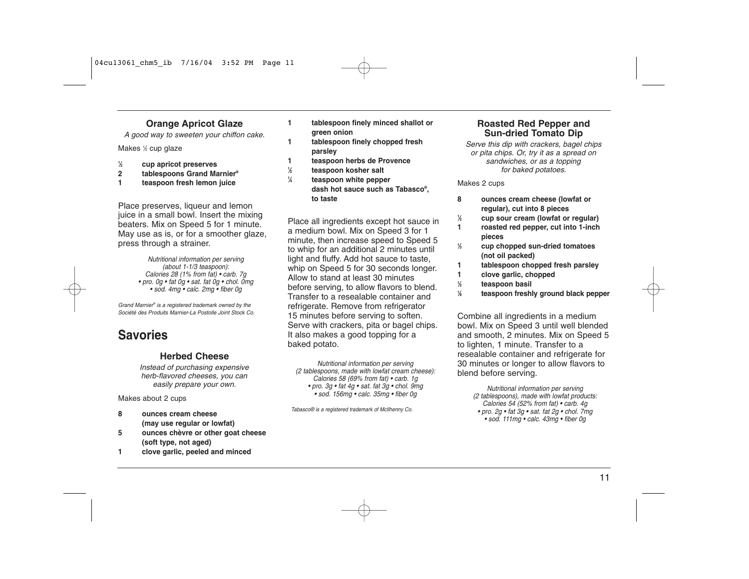### Orange Apricot Glaze

*A good way to sweeten your chiffon cake.*

Makes ½ cup glaze

- ½ **cup apricot preserves**
- 2 **tablespoons Grand Marnier®**
- 1 **teaspoon fresh lemon juice**

Place preserves, liqueur and lemon juice in a small bowl. Insert the mixing beaters. Mix on Speed 5 for 1 minute. May use as is, or for a smoother glaze, press through a strainer.

*Nutritional information per serving (about 1-1/3 teaspoon): Calories 28 (1% from fat) • carb. 7g • pro. 0g • fat 0g • sat. fat 0g • chol. 0mg • sod. 4mg • calc. 2mg • fiber 0g*

*Grand Marnier® is a registered trademark owned by the Société des Produits Marnier-La Postolle Joint Stock Co.*

## Savories

### Herbed Cheese

*Instead of purchasing expensive herb-flavored cheeses, you can easily prepare your own.*

Makes about 2 cups

- 8 **ounces cream cheese (may use regular or lowfat)**
- 5 **ounces chèvre or other goat cheese (soft type, not aged)**
- 1 **clove garlic, peeled and minced**
- 1 **tablespoon finely minced shallot or green onion**
- 1 **tablespoon finely chopped fresh parsley**
- 1 **teaspoon herbs de Provence**
- ½ **teaspoon kosher salt**
- ¼ **teaspoon white pepper**
- **dash hot sauce such as Tabasco®, to taste**

Place all ingredients except hot sauce in a medium bowl. Mix on Speed 3 for 1 minute, then increase speed to Speed 5 to whip for an additional 2 minutes until light and fluffy. Add hot sauce to taste, whip on Speed 5 for 30 seconds longer. Allow to stand at least 30 minutes before serving, to allow flavors to blend. Transfer to a resealable container and refrigerate. Remove from refrigerator 15 minutes before serving to soften. Serve with crackers, pita or bagel chips. It also makes a good topping for a baked potato.

*Nutritional information per serving (2 tablespoons, made with lowfat cream cheese): Calories 58 (69% from fat) • carb. 1g • pro. 3g • fat 4g • sat. fat 3g • chol. 9mg • sod. 156mg • calc. 35mg • fiber 0g*

*Tabasco® is a registered trademark of McIlhenny Co.*

### Roasted Red Pepper and Sun-dried Tomato Dip

*Serve this dip with crackers, bagel chips or pita chips. Or, try it as a spread on sandwiches, or as a topping for baked potatoes.*

Makes 2 cups

- 8 **ounces cream cheese (lowfat or regular), cut into 8 pieces**
- ½ **cup sour cream (lowfat or regular)**
- 1 **roasted red pepper, cut into 1-inch pieces**
- ⅓ **cup chopped sun-dried tomatoes (not oil packed)**
- 1 **tablespoon chopped fresh parsley**
- 1 **clove garlic, chopped**
- ½ **teaspoon basil**
- ⅛ **teaspoon freshly ground black pepper**

Combine all ingredients in a medium bowl. Mix on Speed 3 until well blended and smooth, 2 minutes. Mix on Speed 5 to lighten, 1 minute. Transfer to a resealable container and refrigerate for 30 minutes or longer to allow flavors to blend before serving.

*Nutritional information per serving (2 tablespoons), made with lowfat products: Calories 54 (52% from fat) • carb. 4g • pro. 2g • fat 3g • sat. fat 2g • chol. 7mg • sod. 111mg • calc. 43mg • fiber 0g*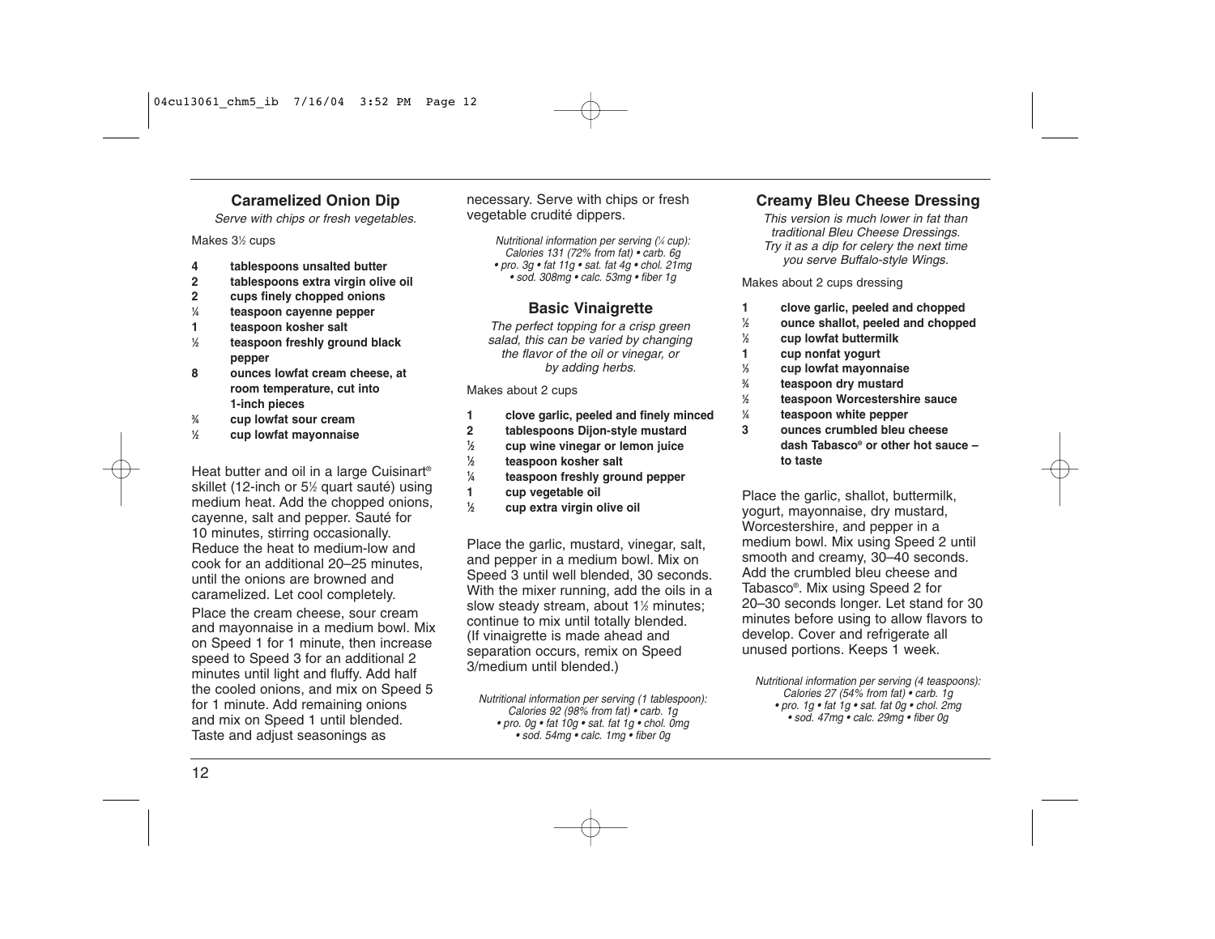## Caramelized Onion Dip

*Serve with chips or fresh vegetables.*

Makes 3½ cups

- **4 tablespoons unsalted butter**
- **2 tablespoons extra virgin olive oil**
- **2 cups finely chopped onions**
- **¼ teaspoon cayenne pepper**
- **1 teaspoon kosher salt**
- **½ teaspoon freshly ground black pepper**
- **8 ounces lowfat cream cheese, at room temperature, cut into 1-inch pieces**
- **¾ cup lowfat sour cream**
- **½ cup lowfat mayonnaise**

Heat butter and oil in a large Cuisinart® skillet (12-inch or 5½ quart sauté) using medium heat. Add the chopped onions, cayenne, salt and pepper. Sauté for 10 minutes, stirring occasionally. Reduce the heat to medium-low and cook for an additional 20–25 minutes, until the onions are browned and caramelized. Let cool completely.

Place the cream cheese, sour cream and mayonnaise in a medium bowl. Mix on Speed 1 for 1 minute, then increase speed to Speed 3 for an additional 2 minutes until light and fluffy. Add half the cooled onions, and mix on Speed 5 for 1 minute. Add remaining onions and mix on Speed 1 until blended. Taste and adjust seasonings as necessary. Serve with chips or fresh vegetable crudité dippers.

*Nutritional information per serving (¼ cup): Calories 131 (72% from fat) • carb. 6g • pro. 3g • fat 11g • sat. fat 4g • chol. 21mg • sod. 308mg • calc. 53mg • fiber 1g*

## Basic Vinaigrette

*The perfect topping for a crisp green salad, this can be varied by changing the flavor of the oil or vinegar, or by adding herbs.*

Makes about 2 cups

- **1 clove garlic, peeled and finely minced**
- **2 tablespoons Dijon-style mustard**
- **½ cup wine vinegar or lemon juice**
- **½ teaspoon kosher salt**
- **¼ teaspoon freshly ground pepper**
- **1 cup vegetable oil**
- **½ cup extra virgin olive oil**

Place the garlic, mustard, vinegar, salt, and pepper in a medium bowl. Mix on Speed 3 until well blended, 30 seconds. With the mixer running, add the oils in a slow steady stream, about 1½ minutes; continue to mix until totally blended. (If vinaigrette is made ahead and separation occurs, remix on Speed 3/medium until blended.)

*Nutritional information per serving (1 tablespoon): Calories 92 (98% from fat) • carb. 1g • pro. 0g • fat 10g • sat. fat 1g • chol. 0mg • sod. 54mg • calc. 1mg • fiber 0g*

## Creamy Bleu Cheese Dressing

*This version is much lower in fat than traditional Bleu Cheese Dressings. Try it as a dip for celery the next time you serve Buffalo-style Wings.*

Makes about 2 cups dressing

- **1 clove garlic, peeled and chopped**
- **½ ounce shallot, peeled and chopped**
- **½ cup lowfat buttermilk**
- **1 cup nonfat yogurt**
- **⅓ cup lowfat mayonnaise**
- **¾ teaspoon dry mustard**
- **½ teaspoon Worcestershire sauce**
- **¼ teaspoon white pepper**
- **3 ounces crumbled bleu cheese**
- **dash Tabasco® or other hot sauce – to taste**

Place the garlic, shallot, buttermilk, yogurt, mayonnaise, dry mustard, Worcestershire, and pepper in a medium bowl. Mix using Speed 2 until smooth and creamy, 30–40 seconds. Add the crumbled bleu cheese and Tabasco®. Mix using Speed 2 for 20–30 seconds longer. Let stand for 30 minutes before using to allow flavors to develop. Cover and refrigerate all unused portions. Keeps 1 week.

*Nutritional information per serving (4 teaspoons): Calories 27 (54% from fat) • carb. 1g • pro. 1g • fat 1g • sat. fat 0g • chol. 2mg • sod. 47mg • calc. 29mg • fiber 0g*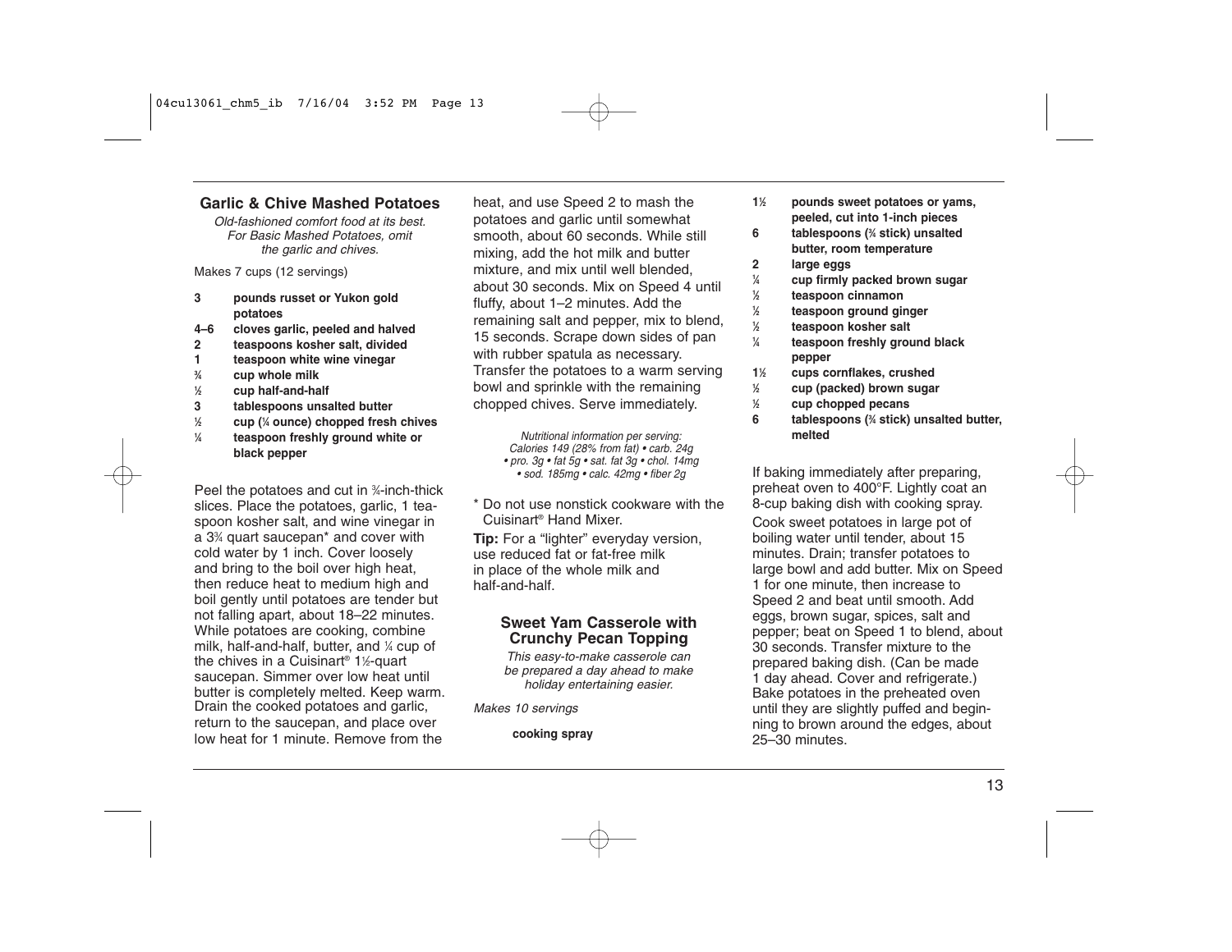## Garlic & Chive Mashed Potatoes

*Old-fashioned comfort food at its best. For Basic Mashed Potatoes, omit the garlic and chives.*

Makes 7 cups (12 servings)

- **3 pounds russet or Yukon gold potatoes**
- **4–6 cloves garlic, peeled and halved**
- **2 teaspoons kosher salt, divided**
- **1 teaspoon white wine vinegar**
- **¾ cup whole milk**
- **½ cup half-and-half**
- **3 tablespoons unsalted butter**
- **½ cup (¼ ounce) chopped fresh chives**
- **¼ teaspoon freshly ground white or black pepper**

Peel the potatoes and cut in ¾-inch-thick slices. Place the potatoes, garlic, 1 teaspoon kosher salt, and wine vinegar in a 3¾ quart saucepan* and cover with cold water by 1 inch. Cover loosely and bring to the boil over high heat, then reduce heat to medium high and boil gently until potatoes are tender but not falling apart, about 18–22 minutes. While potatoes are cooking, combine milk, half-and-half, butter, and ¼ cup of the chives in a Cuisinart® 1½-quart saucepan. Simmer over low heat until butter is completely melted. Keep warm. Drain the cooked potatoes and garlic, return to the saucepan, and place over low heat for 1 minute. Remove from the heat, and use Speed 2 to mash the potatoes and garlic until somewhat smooth, about 60 seconds. While still mixing, add the hot milk and butter mixture, and mix until well blended, about 30 seconds. Mix on Speed 4 until fluffy, about 1–2 minutes. Add the remaining salt and pepper, mix to blend, 15 seconds. Scrape down sides of pan with rubber spatula as necessary. Transfer the potatoes to a warm serving bowl and sprinkle with the remaining chopped chives. Serve immediately.

*Nutritional information per serving: Calories 149 (28% from fat) • carb. 24g • pro. 3g • fat 5g • sat. fat 3g • chol. 14mg • sod. 185mg • calc. 42mg • fiber 2g*

\* Do not use nonstick cookware with the Cuisinart® Hand Mixer.

**Tip:** For a “lighter” everyday version, use reduced fat or fat-free milk in place of the whole milk and half-and-half.

## Sweet Yam Casserole with Crunchy Pecan Topping

*This easy-to-make casserole can be prepared a day ahead to make holiday entertaining easier.*

*Makes 10 servings*

- **cooking spray**
- **1½ pounds sweet potatoes or yams, peeled, cut into 1-inch pieces**
- **6 tablespoons (¾ stick) unsalted butter, room temperature**
- **2 large eggs**
- **¼ cup firmly packed brown sugar**
- **½ teaspoon cinnamon**
- **½ teaspoon ground ginger**
- **½ teaspoon kosher salt**
- **¼ teaspoon freshly ground black pepper**
- **1½ cups cornflakes, crushed**
- **½ cup (packed) brown sugar**
- **½ cup chopped pecans**
- **6 tablespoons (¾ stick) unsalted butter, melted**

If baking immediately after preparing, preheat oven to 400°F. Lightly coat an 8-cup baking dish with cooking spray.

Cook sweet potatoes in large pot of boiling water until tender, about 15 minutes. Drain; transfer potatoes to large bowl and add butter. Mix on Speed 1 for one minute, then increase to Speed 2 and beat until smooth. Add eggs, brown sugar, spices, salt and pepper; beat on Speed 1 to blend, about 30 seconds. Transfer mixture to the prepared baking dish. (Can be made 1 day ahead. Cover and refrigerate.) Bake potatoes in the preheated oven until they are slightly puffed and beginning to brown around the edges, about 25–30 minutes.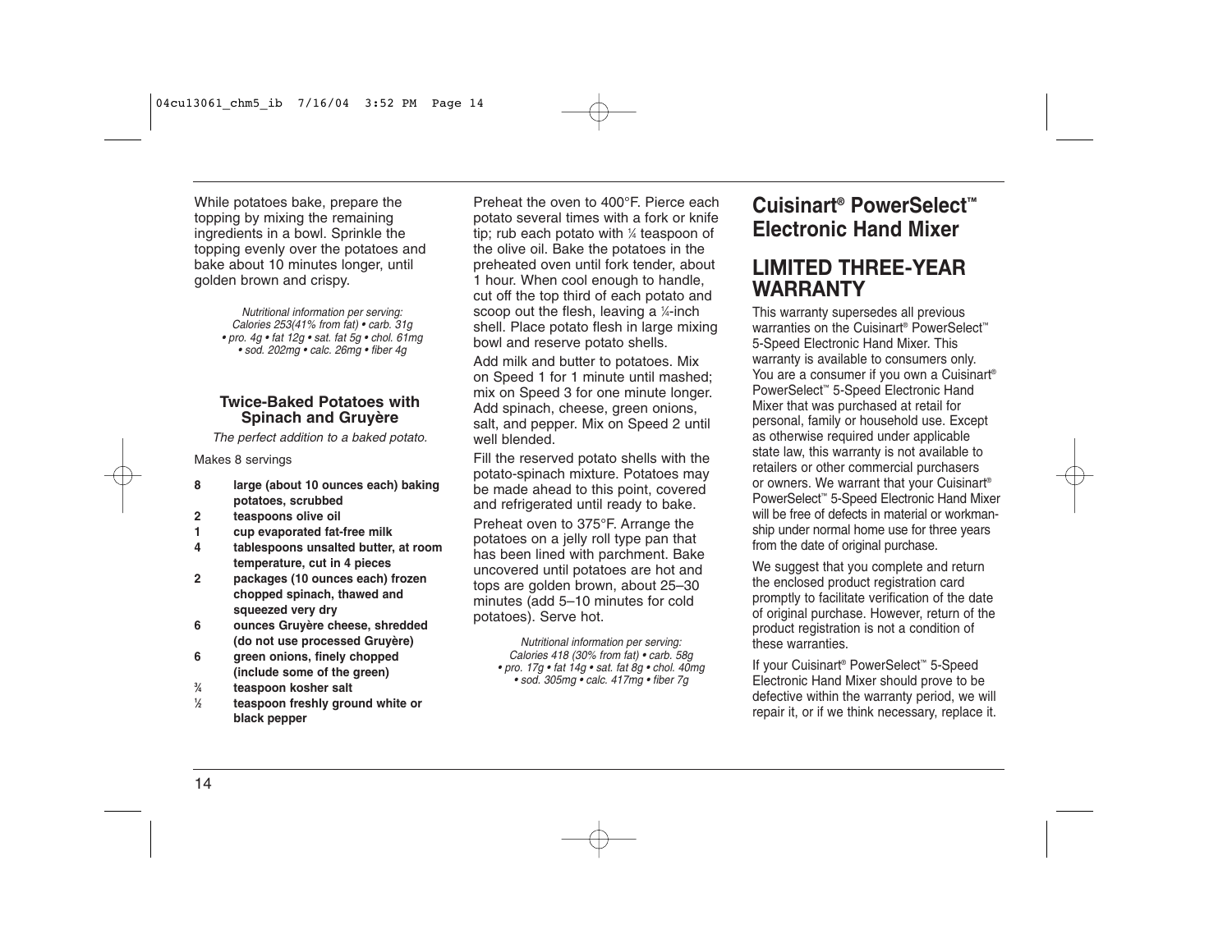While potatoes bake, prepare the topping by mixing the remaining ingredients in a bowl. Sprinkle the topping evenly over the potatoes and bake about 10 minutes longer, until golden brown and crispy.

*Nutritional information per serving: Calories 253(41% from fat) • carb. 31g • pro. 4g • fat 12g • sat. fat 5g • chol. 61mg • sod. 202mg • calc. 26mg • fiber 4g*

### Twice-Baked Potatoes with Spinach and Gruyère

*The perfect addition to a baked potato.*

Makes 8 servings

- **8** **large (about 10 ounces each) baking potatoes, scrubbed**
- **2** **teaspoons olive oil**
- **1** **cup evaporated fat-free milk**
- **4** **tablespoons unsalted butter, at room temperature, cut in 4 pieces**
- **2** **packages (10 ounces each) frozen chopped spinach, thawed and squeezed very dry**
- **6** **ounces Gruyère cheese, shredded (do not use processed Gruyère)**
- **6** **green onions, finely chopped (include some of the green)**
- **¾** **teaspoon kosher salt**
- **½** **teaspoon freshly ground white or black pepper**

Preheat the oven to 400°F. Pierce each potato several times with a fork or knife tip; rub each potato with ¼ teaspoon of the olive oil. Bake the potatoes in the preheated oven until fork tender, about 1 hour. When cool enough to handle, cut off the top third of each potato and scoop out the flesh, leaving a ¼-inch shell. Place potato flesh in large mixing bowl and reserve potato shells.

Add milk and butter to potatoes. Mix on Speed 1 for 1 minute until mashed; mix on Speed 3 for one minute longer. Add spinach, cheese, green onions, salt, and pepper. Mix on Speed 2 until well blended.

Fill the reserved potato shells with the potato-spinach mixture. Potatoes may be made ahead to this point, covered and refrigerated until ready to bake.

Preheat oven to 375°F. Arrange the potatoes on a jelly roll type pan that has been lined with parchment. Bake uncovered until potatoes are hot and tops are golden brown, about 25–30 minutes (add 5–10 minutes for cold potatoes). Serve hot.

*Nutritional information per serving: Calories 418 (30% from fat) • carb. 58g • pro. 17g • fat 14g • sat. fat 8g • chol. 40mg • sod. 305mg • calc. 417mg • fiber 7g*

# Cuisinart® PowerSelect™ Electronic Hand Mixer

## LIMITED THREE-YEAR WARRANTY

This warranty supersedes all previous warranties on the Cuisinart® PowerSelect™ 5-Speed Electronic Hand Mixer. This warranty is available to consumers only. You are a consumer if you own a Cuisinart® PowerSelect™ 5-Speed Electronic Hand Mixer that was purchased at retail for personal, family or household use. Except as otherwise required under applicable state law, this warranty is not available to retailers or other commercial purchasers or owners. We warrant that your Cuisinart® PowerSelect™ 5-Speed Electronic Hand Mixer will be free of defects in material or workmanship under normal home use for three years from the date of original purchase.

We suggest that you complete and return the enclosed product registration card promptly to facilitate verification of the date of original purchase. However, return of the product registration is not a condition of these warranties.

If your Cuisinart® PowerSelect™ 5-Speed Electronic Hand Mixer should prove to be defective within the warranty period, we will repair it, or if we think necessary, replace it.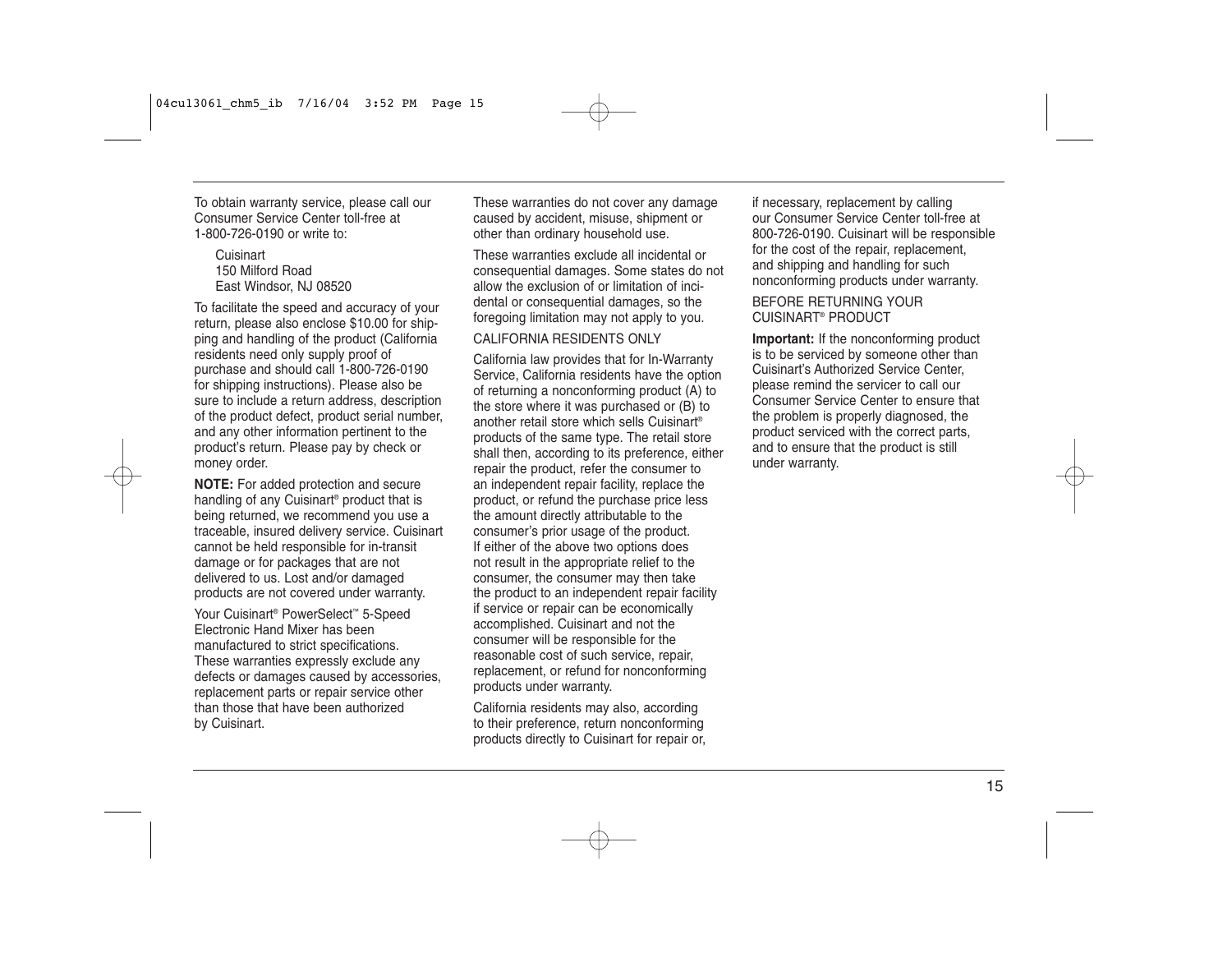To obtain warranty service, please call our Consumer Service Center toll-free at 1-800-726-0190 or write to:

Cuisinart
150 Milford Road
East Windsor, NJ 08520

To facilitate the speed and accuracy of your return, please also enclose $10.00 for shipping and handling of the product (California residents need only supply proof of purchase and should call 1-800-726-0190 for shipping instructions). Please also be sure to include a return address, description of the product defect, product serial number, and any other information pertinent to the product's return. Please pay by check or money order.

**NOTE:** For added protection and secure handling of any Cuisinart® product that is being returned, we recommend you use a traceable, insured delivery service. Cuisinart cannot be held responsible for in-transit damage or for packages that are not delivered to us. Lost and/or damaged products are not covered under warranty.

Your Cuisinart® PowerSelect™ 5-Speed Electronic Hand Mixer has been manufactured to strict specifications. These warranties expressly exclude any defects or damages caused by accessories, replacement parts or repair service other than those that have been authorized by Cuisinart.

These warranties do not cover any damage caused by accident, misuse, shipment or other than ordinary household use.

These warranties exclude all incidental or consequential damages. Some states do not allow the exclusion of or limitation of incidental or consequential damages, so the foregoing limitation may not apply to you.

CALIFORNIA RESIDENTS ONLY

California law provides that for In-Warranty Service, California residents have the option of returning a nonconforming product (A) to the store where it was purchased or (B) to another retail store which sells Cuisinart® products of the same type. The retail store shall then, according to its preference, either repair the product, refer the consumer to an independent repair facility, replace the product, or refund the purchase price less the amount directly attributable to the consumer's prior usage of the product. If either of the above two options does not result in the appropriate relief to the consumer, the consumer may then take the product to an independent repair facility if service or repair can be economically accomplished. Cuisinart and not the consumer will be responsible for the reasonable cost of such service, repair, replacement, or refund for nonconforming products under warranty.

California residents may also, according to their preference, return nonconforming products directly to Cuisinart for repair or, if necessary, replacement by calling our Consumer Service Center toll-free at 800-726-0190. Cuisinart will be responsible for the cost of the repair, replacement, and shipping and handling for such nonconforming products under warranty.

BEFORE RETURNING YOUR CUISINART® PRODUCT

**Important:** If the nonconforming product is to be serviced by someone other than Cuisinart's Authorized Service Center, please remind the servicer to call our Consumer Service Center to ensure that the problem is properly diagnosed, the product serviced with the correct parts, and to ensure that the product is still under warranty.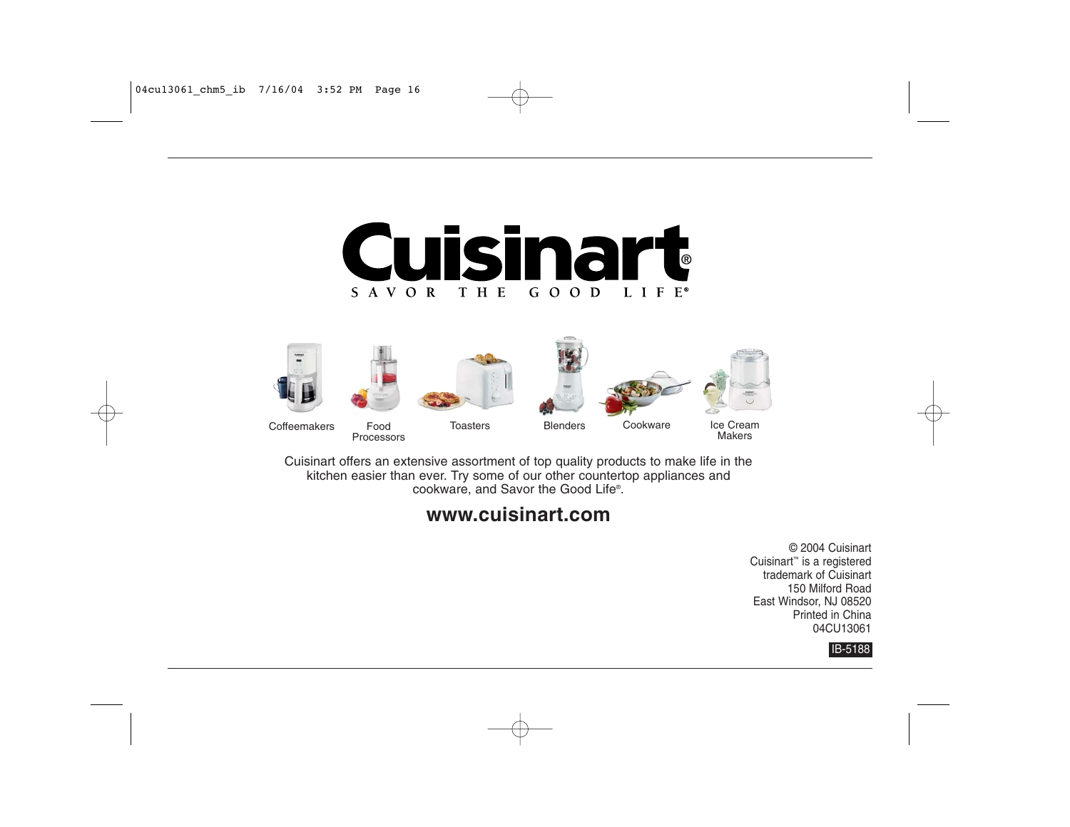# Cuisinart®

SAVOR THE GOOD LIFE®

Coffeemakers Food Processors Toasters Blenders Cookware Ice Cream Makers

Cuisinart offers an extensive assortment of top quality products to make life in the kitchen easier than ever. Try some of our other countertop appliances and cookware, and Savor the Good Life®.

**www.cuisinart.com**

© 2004 Cuisinart
Cuisinart™ is a registered
trademark of Cuisinart
150 Milford Road
East Windsor, NJ 08520
Printed in China
04CU13061

IB-5188